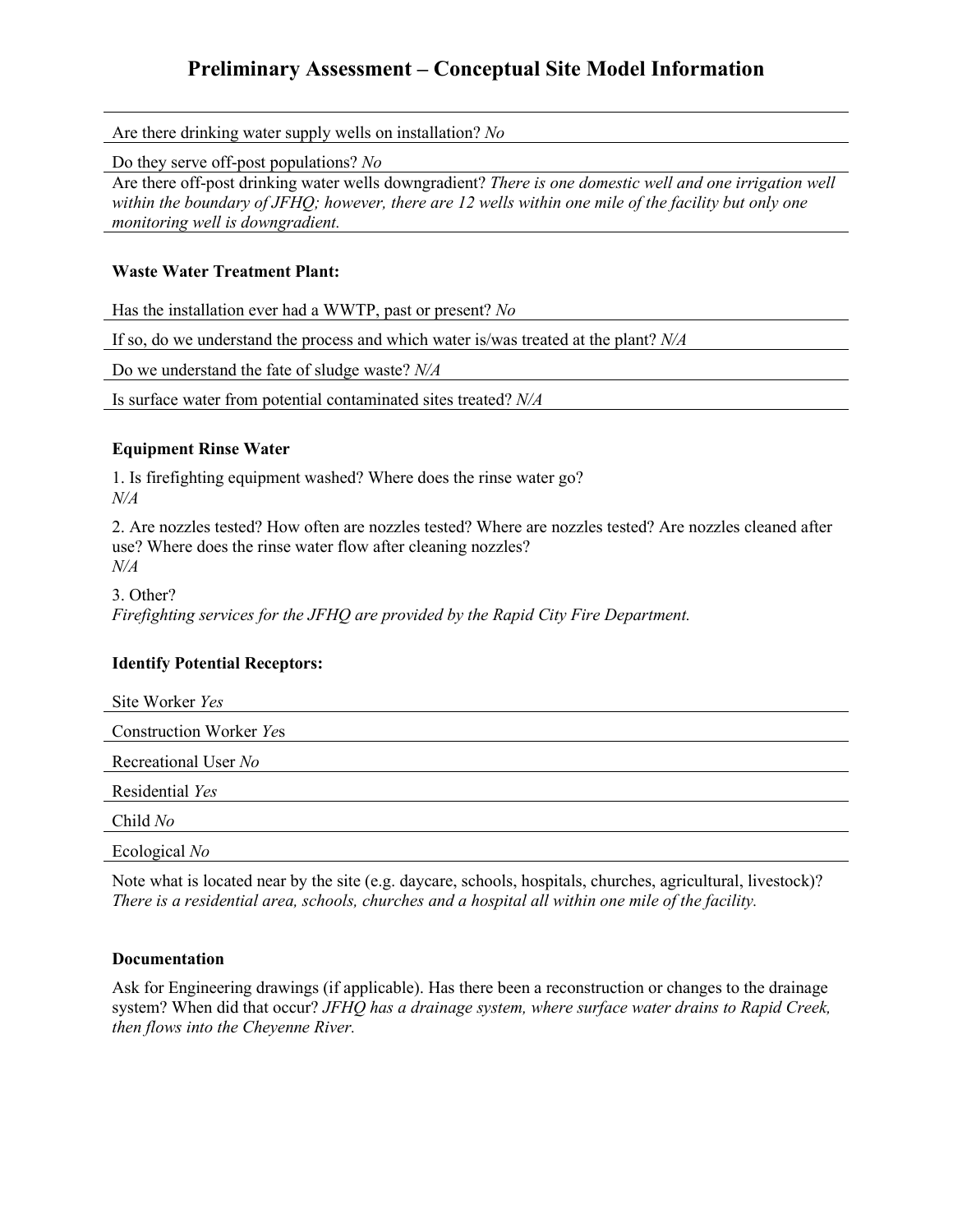# Preliminary Assessment – Conceptual Site Model Information

Are there drinking water supply wells on installation? *No*

Do they serve off-post populations? *No*

Are there off-post drinking water wells downgradient? *There is one domestic well and one irrigation well within the boundary of JFHQ; however, there are 12 wells within one mile of the facility but only one monitoring well is downgradient.*

**Waste Water Treatment Plant:**

Has the installation ever had a WWTP, past or present? *No*

If so, do we understand the process and which water is/was treated at the plant? *N/A*

Do we understand the fate of sludge waste? *N/A*

Is surface water from potential contaminated sites treated? *N/A*

**Equipment Rinse Water**

1. Is firefighting equipment washed? Where does the rinse water go?
*N/A*

2. Are nozzles tested? How often are nozzles tested? Where are nozzles tested? Are nozzles cleaned after use? Where does the rinse water flow after cleaning nozzles?
*N/A*

3. Other?
*Firefighting services for the JFHQ are provided by the Rapid City Fire Department.*

**Identify Potential Receptors:**

Site Worker *Yes*

Construction Worker *Yes*

Recreational User *No*

Residential *Yes*

Child *No*

Ecological *No*

Note what is located near by the site (e.g. daycare, schools, hospitals, churches, agricultural, livestock)? *There is a residential area, schools, churches and a hospital all within one mile of the facility.*

**Documentation**

Ask for Engineering drawings (if applicable). Has there been a reconstruction or changes to the drainage system? When did that occur? *JFHQ has a drainage system, where surface water drains to Rapid Creek, then flows into the Cheyenne River.*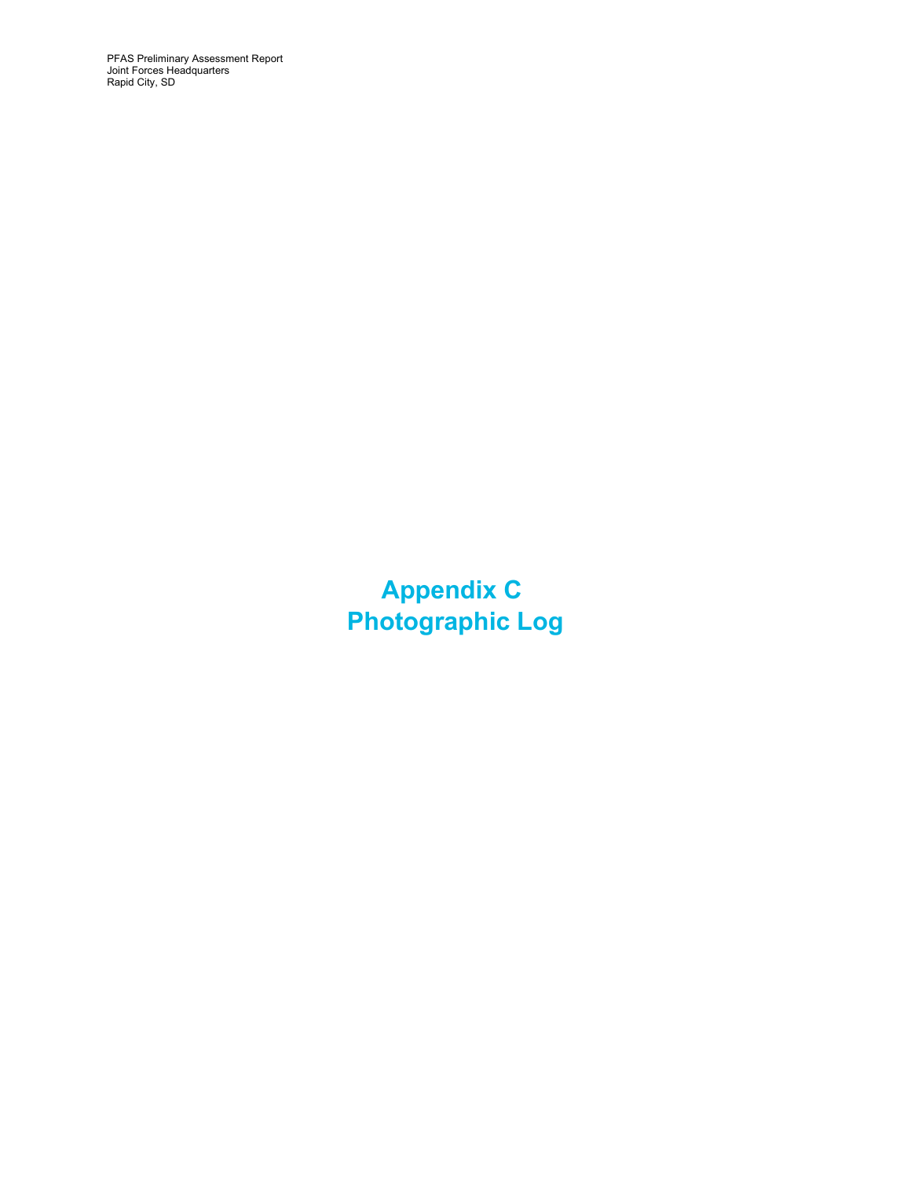# Appendix C
# Photographic Log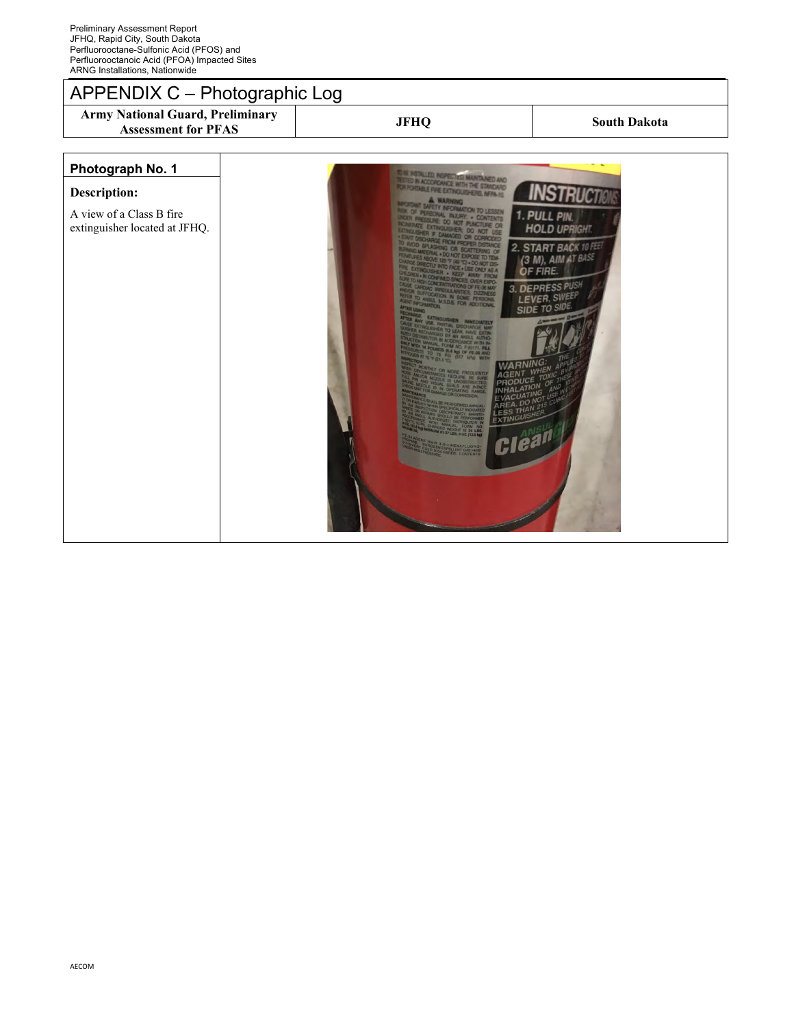# APPENDIX C – Photographic Log

| Army National Guard, Preliminary Assessment for PFAS | JFHQ | South Dakota |
|---|---|---|

| | |
|---|---|
| **Photograph No. 1** | |
| **Description:** A view of a Class B fire extinguisher located at JFHQ. | |